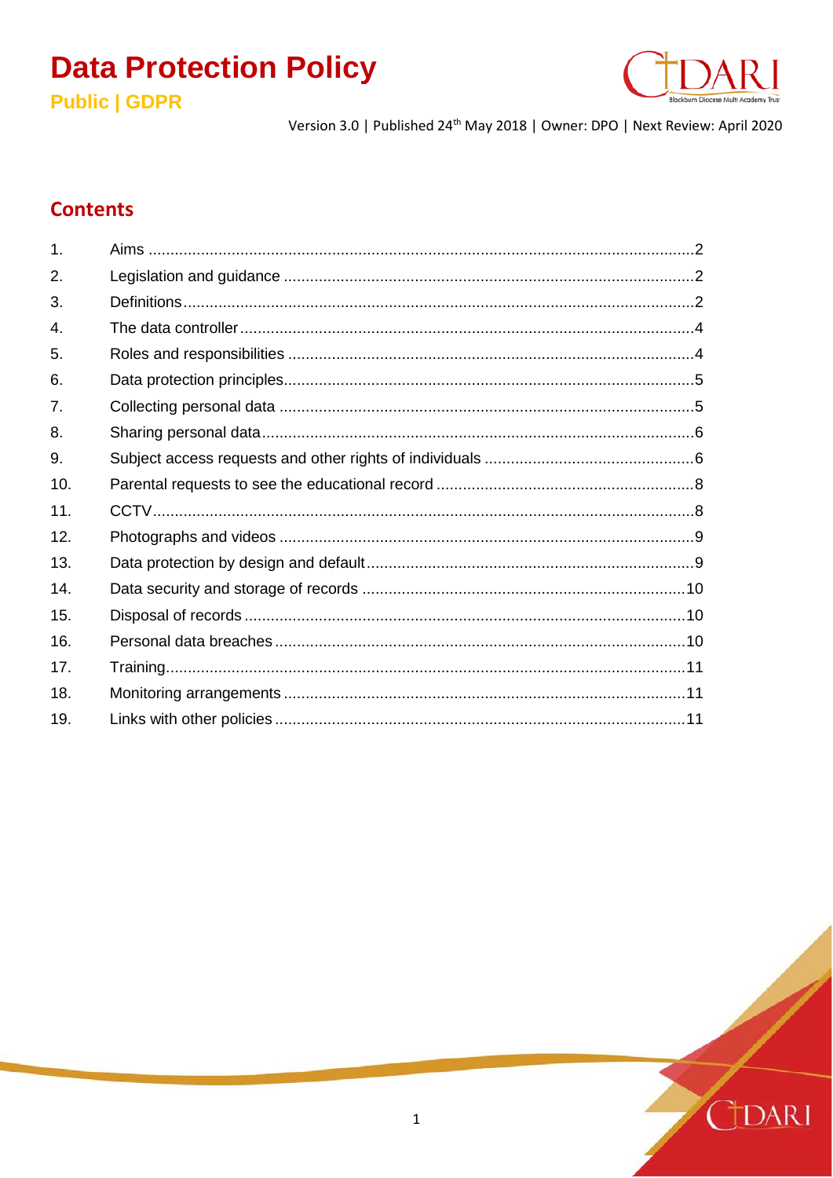# Data Protection Policy

**Public | GDPR**

Version 3.0 | Published 24th May 2018 | Owner: DPO | Next Review: April 2020

## Contents

| | | |
|---|---|---|
| 1. | Aims | 2 |
| 2. | Legislation and guidance | 2 |
| 3. | Definitions | 2 |
| 4. | The data controller | 4 |
| 5. | Roles and responsibilities | 4 |
| 6. | Data protection principles | 5 |
| 7. | Collecting personal data | 5 |
| 8. | Sharing personal data | 6 |
| 9. | Subject access requests and other rights of individuals | 6 |
| 10. | Parental requests to see the educational record | 8 |
| 11. | CCTV | 8 |
| 12. | Photographs and videos | 9 |
| 13. | Data protection by design and default | 9 |
| 14. | Data security and storage of records | 10 |
| 15. | Disposal of records | 10 |
| 16. | Personal data breaches | 10 |
| 17. | Training | 11 |
| 18. | Monitoring arrangements | 11 |
| 19. | Links with other policies | 11 |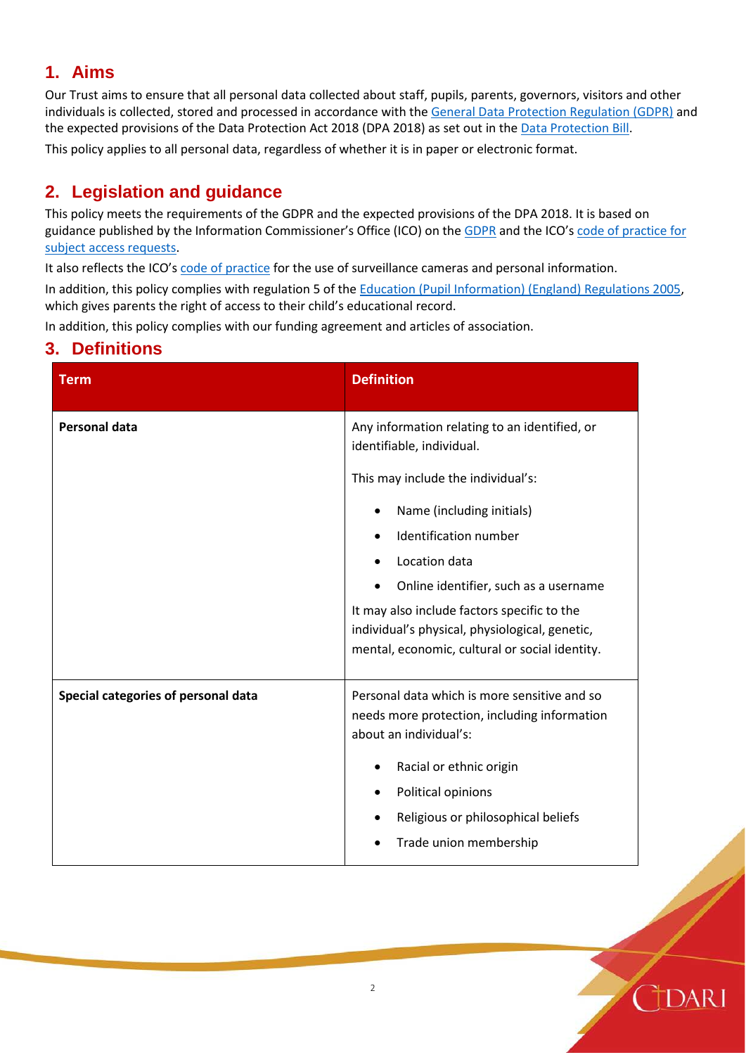## 1. Aims

Our Trust aims to ensure that all personal data collected about staff, pupils, parents, governors, visitors and other individuals is collected, stored and processed in accordance with the General Data Protection Regulation (GDPR) and the expected provisions of the Data Protection Act 2018 (DPA 2018) as set out in the Data Protection Bill.

This policy applies to all personal data, regardless of whether it is in paper or electronic format.

## 2. Legislation and guidance

This policy meets the requirements of the GDPR and the expected provisions of the DPA 2018. It is based on guidance published by the Information Commissioner's Office (ICO) on the GDPR and the ICO's code of practice for subject access requests.

It also reflects the ICO's code of practice for the use of surveillance cameras and personal information.

In addition, this policy complies with regulation 5 of the Education (Pupil Information) (England) Regulations 2005, which gives parents the right of access to their child's educational record.

In addition, this policy complies with our funding agreement and articles of association.

## 3. Definitions

| Term | Definition |
| --- | --- |
| **Personal data** | Any information relating to an identified, or identifiable, individual.<br><br>This may include the individual's:<br>• Name (including initials)<br>• Identification number<br>• Location data<br>• Online identifier, such as a username<br><br>It may also include factors specific to the individual's physical, physiological, genetic, mental, economic, cultural or social identity. |
| **Special categories of personal data** | Personal data which is more sensitive and so needs more protection, including information about an individual's:<br>• Racial or ethnic origin<br>• Political opinions<br>• Religious or philosophical beliefs<br>• Trade union membership |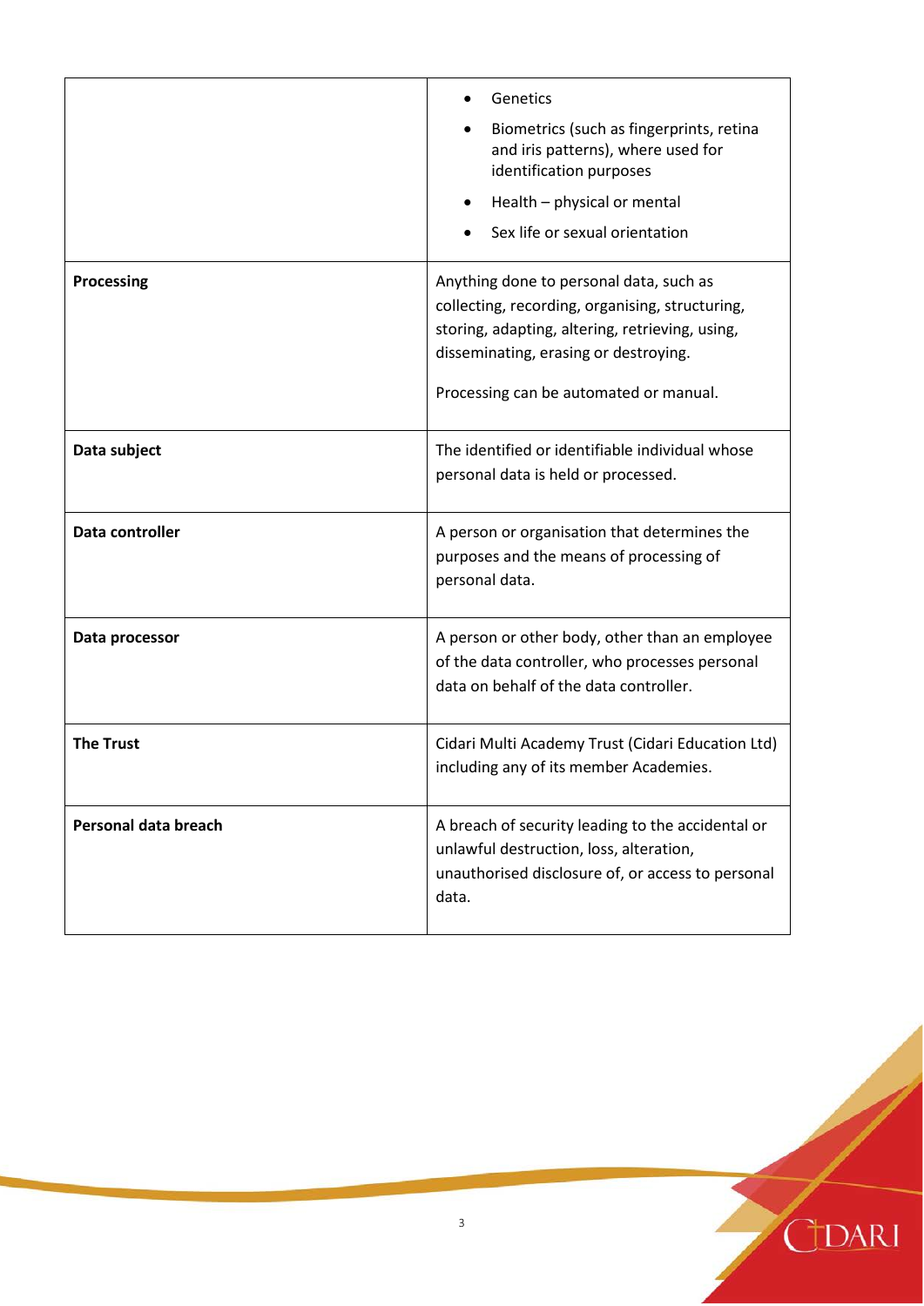| | |
|---|---|
| | • Genetics<br>• Biometrics (such as fingerprints, retina and iris patterns), where used for identification purposes<br>• Health – physical or mental<br>• Sex life or sexual orientation |
| **Processing** | Anything done to personal data, such as collecting, recording, organising, structuring, storing, adapting, altering, retrieving, using, disseminating, erasing or destroying.<br><br>Processing can be automated or manual. |
| **Data subject** | The identified or identifiable individual whose personal data is held or processed. |
| **Data controller** | A person or organisation that determines the purposes and the means of processing of personal data. |
| **Data processor** | A person or other body, other than an employee of the data controller, who processes personal data on behalf of the data controller. |
| **The Trust** | Cidari Multi Academy Trust (Cidari Education Ltd) including any of its member Academies. |
| **Personal data breach** | A breach of security leading to the accidental or unlawful destruction, loss, alteration, unauthorised disclosure of, or access to personal data. |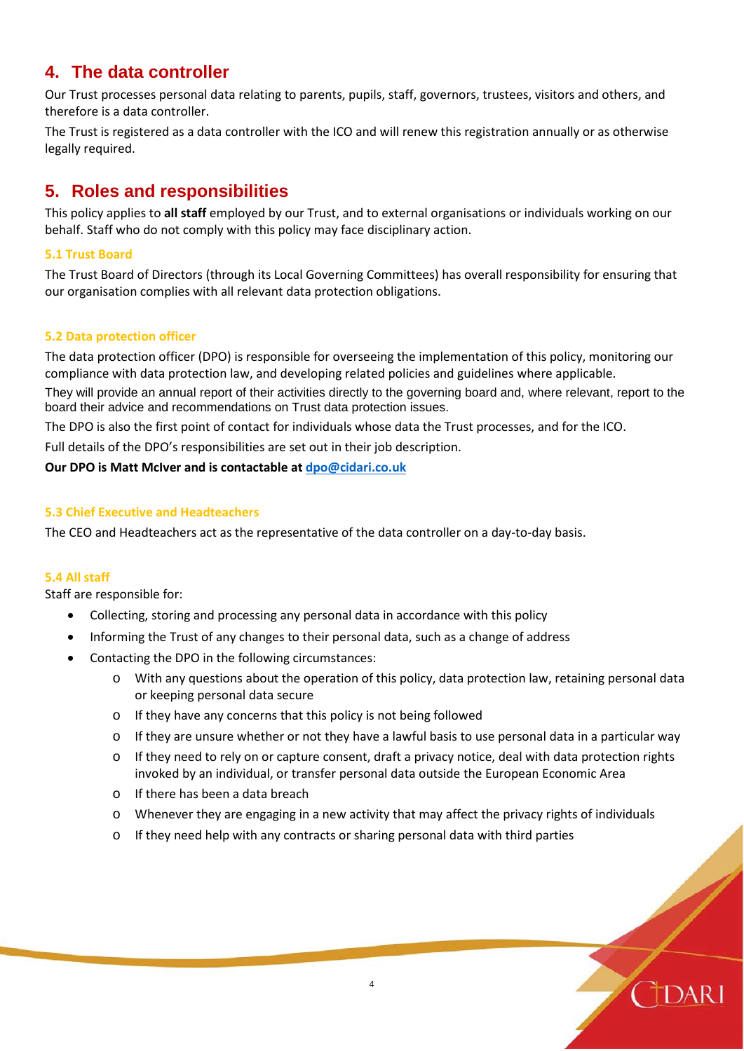## 4. The data controller

Our Trust processes personal data relating to parents, pupils, staff, governors, trustees, visitors and others, and therefore is a data controller.

The Trust is registered as a data controller with the ICO and will renew this registration annually or as otherwise legally required.

## 5. Roles and responsibilities

This policy applies to **all staff** employed by our Trust, and to external organisations or individuals working on our behalf. Staff who do not comply with this policy may face disciplinary action.

### 5.1 Trust Board

The Trust Board of Directors (through its Local Governing Committees) has overall responsibility for ensuring that our organisation complies with all relevant data protection obligations.

### 5.2 Data protection officer

The data protection officer (DPO) is responsible for overseeing the implementation of this policy, monitoring our compliance with data protection law, and developing related policies and guidelines where applicable.

They will provide an annual report of their activities directly to the governing board and, where relevant, report to the board their advice and recommendations on Trust data protection issues.

The DPO is also the first point of contact for individuals whose data the Trust processes, and for the ICO.

Full details of the DPO's responsibilities are set out in their job description.

**Our DPO is Matt McIver and is contactable at [dpo@cidari.co.uk](mailto:dpo@cidari.co.uk)**

### 5.3 Chief Executive and Headteachers

The CEO and Headteachers act as the representative of the data controller on a day-to-day basis.

### 5.4 All staff

Staff are responsible for:

- Collecting, storing and processing any personal data in accordance with this policy
- Informing the Trust of any changes to their personal data, such as a change of address
- Contacting the DPO in the following circumstances:
    - With any questions about the operation of this policy, data protection law, retaining personal data or keeping personal data secure
    - If they have any concerns that this policy is not being followed
    - If they are unsure whether or not they have a lawful basis to use personal data in a particular way
    - If they need to rely on or capture consent, draft a privacy notice, deal with data protection rights invoked by an individual, or transfer personal data outside the European Economic Area
    - If there has been a data breach
    - Whenever they are engaging in a new activity that may affect the privacy rights of individuals
    - If they need help with any contracts or sharing personal data with third parties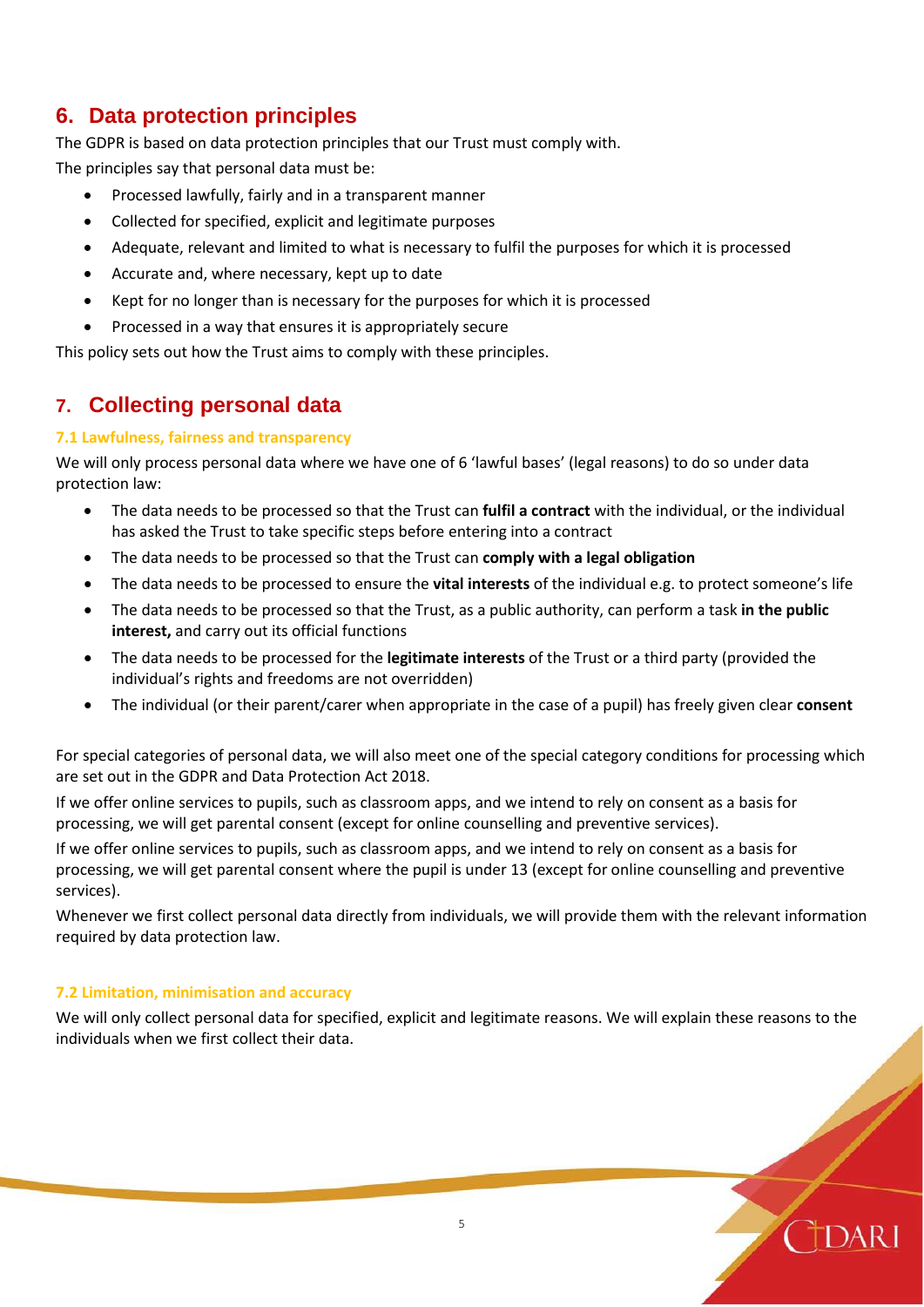## 6. Data protection principles

The GDPR is based on data protection principles that our Trust must comply with.

The principles say that personal data must be:

- Processed lawfully, fairly and in a transparent manner
- Collected for specified, explicit and legitimate purposes
- Adequate, relevant and limited to what is necessary to fulfil the purposes for which it is processed
- Accurate and, where necessary, kept up to date
- Kept for no longer than is necessary for the purposes for which it is processed
- Processed in a way that ensures it is appropriately secure

This policy sets out how the Trust aims to comply with these principles.

## 7. Collecting personal data

### 7.1 Lawfulness, fairness and transparency

We will only process personal data where we have one of 6 'lawful bases' (legal reasons) to do so under data protection law:

- The data needs to be processed so that the Trust can **fulfil a contract** with the individual, or the individual has asked the Trust to take specific steps before entering into a contract
- The data needs to be processed so that the Trust can **comply with a legal obligation**
- The data needs to be processed to ensure the **vital interests** of the individual e.g. to protect someone's life
- The data needs to be processed so that the Trust, as a public authority, can perform a task **in the public interest,** and carry out its official functions
- The data needs to be processed for the **legitimate interests** of the Trust or a third party (provided the individual's rights and freedoms are not overridden)
- The individual (or their parent/carer when appropriate in the case of a pupil) has freely given clear **consent**

For special categories of personal data, we will also meet one of the special category conditions for processing which are set out in the GDPR and Data Protection Act 2018.

If we offer online services to pupils, such as classroom apps, and we intend to rely on consent as a basis for processing, we will get parental consent (except for online counselling and preventive services).

If we offer online services to pupils, such as classroom apps, and we intend to rely on consent as a basis for processing, we will get parental consent where the pupil is under 13 (except for online counselling and preventive services).

Whenever we first collect personal data directly from individuals, we will provide them with the relevant information required by data protection law.

### 7.2 Limitation, minimisation and accuracy

We will only collect personal data for specified, explicit and legitimate reasons. We will explain these reasons to the individuals when we first collect their data.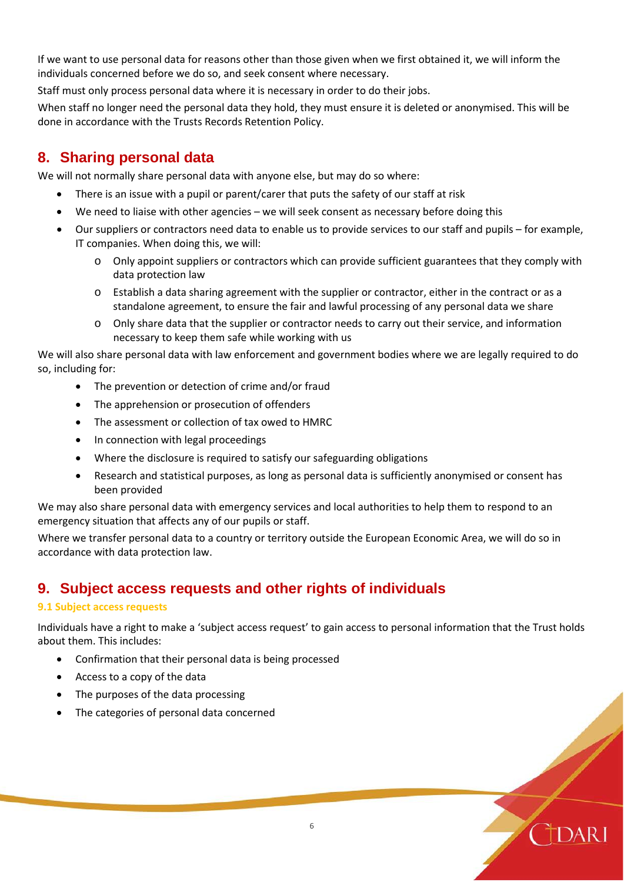If we want to use personal data for reasons other than those given when we first obtained it, we will inform the individuals concerned before we do so, and seek consent where necessary.

Staff must only process personal data where it is necessary in order to do their jobs.

When staff no longer need the personal data they hold, they must ensure it is deleted or anonymised. This will be done in accordance with the Trusts Records Retention Policy.

## 8. Sharing personal data

We will not normally share personal data with anyone else, but may do so where:

- There is an issue with a pupil or parent/carer that puts the safety of our staff at risk
- We need to liaise with other agencies – we will seek consent as necessary before doing this
- Our suppliers or contractors need data to enable us to provide services to our staff and pupils – for example, IT companies. When doing this, we will:
  - Only appoint suppliers or contractors which can provide sufficient guarantees that they comply with data protection law
  - Establish a data sharing agreement with the supplier or contractor, either in the contract or as a standalone agreement, to ensure the fair and lawful processing of any personal data we share
  - Only share data that the supplier or contractor needs to carry out their service, and information necessary to keep them safe while working with us

We will also share personal data with law enforcement and government bodies where we are legally required to do so, including for:

- The prevention or detection of crime and/or fraud
- The apprehension or prosecution of offenders
- The assessment or collection of tax owed to HMRC
- In connection with legal proceedings
- Where the disclosure is required to satisfy our safeguarding obligations
- Research and statistical purposes, as long as personal data is sufficiently anonymised or consent has been provided

We may also share personal data with emergency services and local authorities to help them to respond to an emergency situation that affects any of our pupils or staff.

Where we transfer personal data to a country or territory outside the European Economic Area, we will do so in accordance with data protection law.

## 9. Subject access requests and other rights of individuals

### 9.1 Subject access requests

Individuals have a right to make a 'subject access request' to gain access to personal information that the Trust holds about them. This includes:

- Confirmation that their personal data is being processed
- Access to a copy of the data
- The purposes of the data processing
- The categories of personal data concerned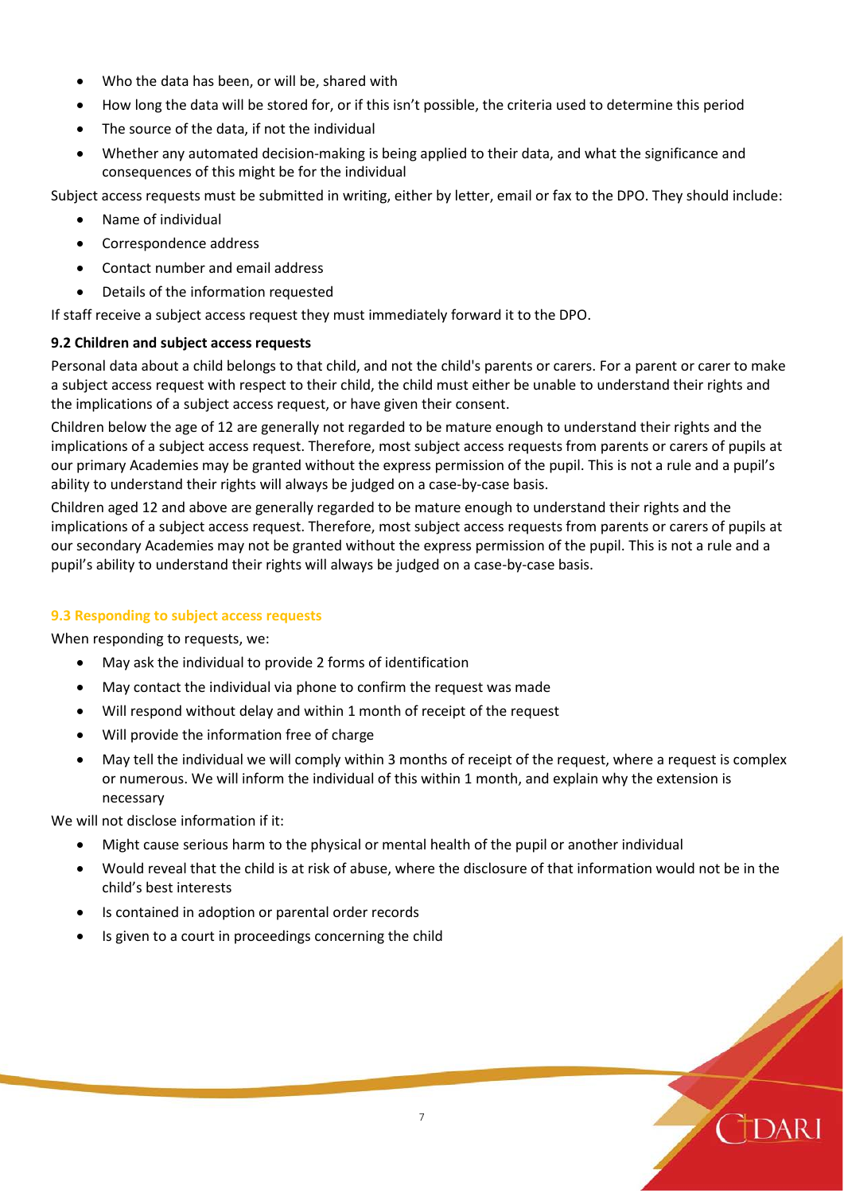- Who the data has been, or will be, shared with
- How long the data will be stored for, or if this isn't possible, the criteria used to determine this period
- The source of the data, if not the individual
- Whether any automated decision-making is being applied to their data, and what the significance and consequences of this might be for the individual

Subject access requests must be submitted in writing, either by letter, email or fax to the DPO. They should include:

- Name of individual
- Correspondence address
- Contact number and email address
- Details of the information requested

If staff receive a subject access request they must immediately forward it to the DPO.

#### 9.2 Children and subject access requests

Personal data about a child belongs to that child, and not the child's parents or carers. For a parent or carer to make a subject access request with respect to their child, the child must either be unable to understand their rights and the implications of a subject access request, or have given their consent.

Children below the age of 12 are generally not regarded to be mature enough to understand their rights and the implications of a subject access request. Therefore, most subject access requests from parents or carers of pupils at our primary Academies may be granted without the express permission of the pupil. This is not a rule and a pupil's ability to understand their rights will always be judged on a case-by-case basis.

Children aged 12 and above are generally regarded to be mature enough to understand their rights and the implications of a subject access request. Therefore, most subject access requests from parents or carers of pupils at our secondary Academies may not be granted without the express permission of the pupil. This is not a rule and a pupil's ability to understand their rights will always be judged on a case-by-case basis.

#### 9.3 Responding to subject access requests

When responding to requests, we:

- May ask the individual to provide 2 forms of identification
- May contact the individual via phone to confirm the request was made
- Will respond without delay and within 1 month of receipt of the request
- Will provide the information free of charge
- May tell the individual we will comply within 3 months of receipt of the request, where a request is complex or numerous. We will inform the individual of this within 1 month, and explain why the extension is necessary

We will not disclose information if it:

- Might cause serious harm to the physical or mental health of the pupil or another individual
- Would reveal that the child is at risk of abuse, where the disclosure of that information would not be in the child's best interests
- Is contained in adoption or parental order records
- Is given to a court in proceedings concerning the child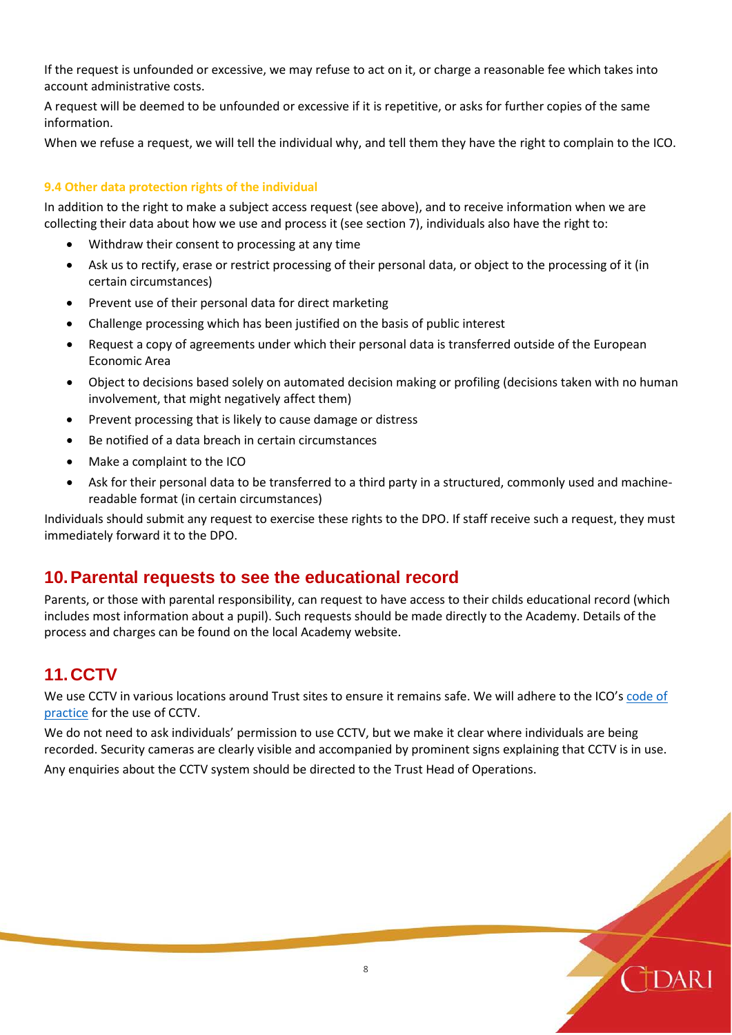If the request is unfounded or excessive, we may refuse to act on it, or charge a reasonable fee which takes into account administrative costs.

A request will be deemed to be unfounded or excessive if it is repetitive, or asks for further copies of the same information.

When we refuse a request, we will tell the individual why, and tell them they have the right to complain to the ICO.

### 9.4 Other data protection rights of the individual

In addition to the right to make a subject access request (see above), and to receive information when we are collecting their data about how we use and process it (see section 7), individuals also have the right to:

- Withdraw their consent to processing at any time
- Ask us to rectify, erase or restrict processing of their personal data, or object to the processing of it (in certain circumstances)
- Prevent use of their personal data for direct marketing
- Challenge processing which has been justified on the basis of public interest
- Request a copy of agreements under which their personal data is transferred outside of the European Economic Area
- Object to decisions based solely on automated decision making or profiling (decisions taken with no human involvement, that might negatively affect them)
- Prevent processing that is likely to cause damage or distress
- Be notified of a data breach in certain circumstances
- Make a complaint to the ICO
- Ask for their personal data to be transferred to a third party in a structured, commonly used and machine-readable format (in certain circumstances)

Individuals should submit any request to exercise these rights to the DPO. If staff receive such a request, they must immediately forward it to the DPO.

## 10. Parental requests to see the educational record

Parents, or those with parental responsibility, can request to have access to their childs educational record (which includes most information about a pupil). Such requests should be made directly to the Academy. Details of the process and charges can be found on the local Academy website.

## 11. CCTV

We use CCTV in various locations around Trust sites to ensure it remains safe. We will adhere to the ICO's code of practice for the use of CCTV.

We do not need to ask individuals' permission to use CCTV, but we make it clear where individuals are being recorded. Security cameras are clearly visible and accompanied by prominent signs explaining that CCTV is in use.

Any enquiries about the CCTV system should be directed to the Trust Head of Operations.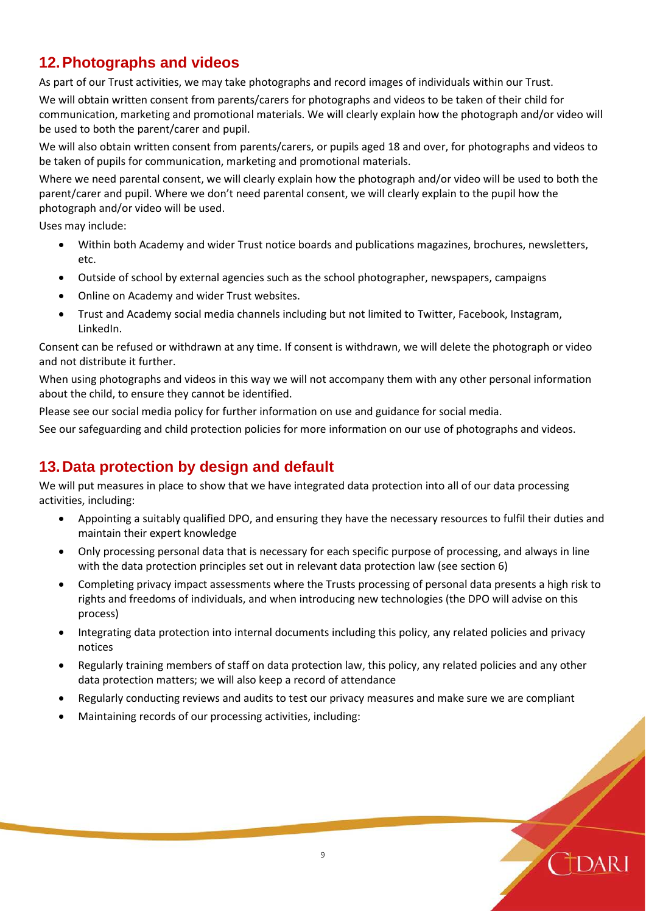## 12. Photographs and videos

As part of our Trust activities, we may take photographs and record images of individuals within our Trust.

We will obtain written consent from parents/carers for photographs and videos to be taken of their child for communication, marketing and promotional materials. We will clearly explain how the photograph and/or video will be used to both the parent/carer and pupil.

We will also obtain written consent from parents/carers, or pupils aged 18 and over, for photographs and videos to be taken of pupils for communication, marketing and promotional materials.

Where we need parental consent, we will clearly explain how the photograph and/or video will be used to both the parent/carer and pupil. Where we don't need parental consent, we will clearly explain to the pupil how the photograph and/or video will be used.

Uses may include:

- Within both Academy and wider Trust notice boards and publications magazines, brochures, newsletters, etc.
- Outside of school by external agencies such as the school photographer, newspapers, campaigns
- Online on Academy and wider Trust websites.
- Trust and Academy social media channels including but not limited to Twitter, Facebook, Instagram, LinkedIn.

Consent can be refused or withdrawn at any time. If consent is withdrawn, we will delete the photograph or video and not distribute it further.

When using photographs and videos in this way we will not accompany them with any other personal information about the child, to ensure they cannot be identified.

Please see our social media policy for further information on use and guidance for social media.

See our safeguarding and child protection policies for more information on our use of photographs and videos.

## 13. Data protection by design and default

We will put measures in place to show that we have integrated data protection into all of our data processing activities, including:

- Appointing a suitably qualified DPO, and ensuring they have the necessary resources to fulfil their duties and maintain their expert knowledge
- Only processing personal data that is necessary for each specific purpose of processing, and always in line with the data protection principles set out in relevant data protection law (see section 6)
- Completing privacy impact assessments where the Trusts processing of personal data presents a high risk to rights and freedoms of individuals, and when introducing new technologies (the DPO will advise on this process)
- Integrating data protection into internal documents including this policy, any related policies and privacy notices
- Regularly training members of staff on data protection law, this policy, any related policies and any other data protection matters; we will also keep a record of attendance
- Regularly conducting reviews and audits to test our privacy measures and make sure we are compliant
- Maintaining records of our processing activities, including: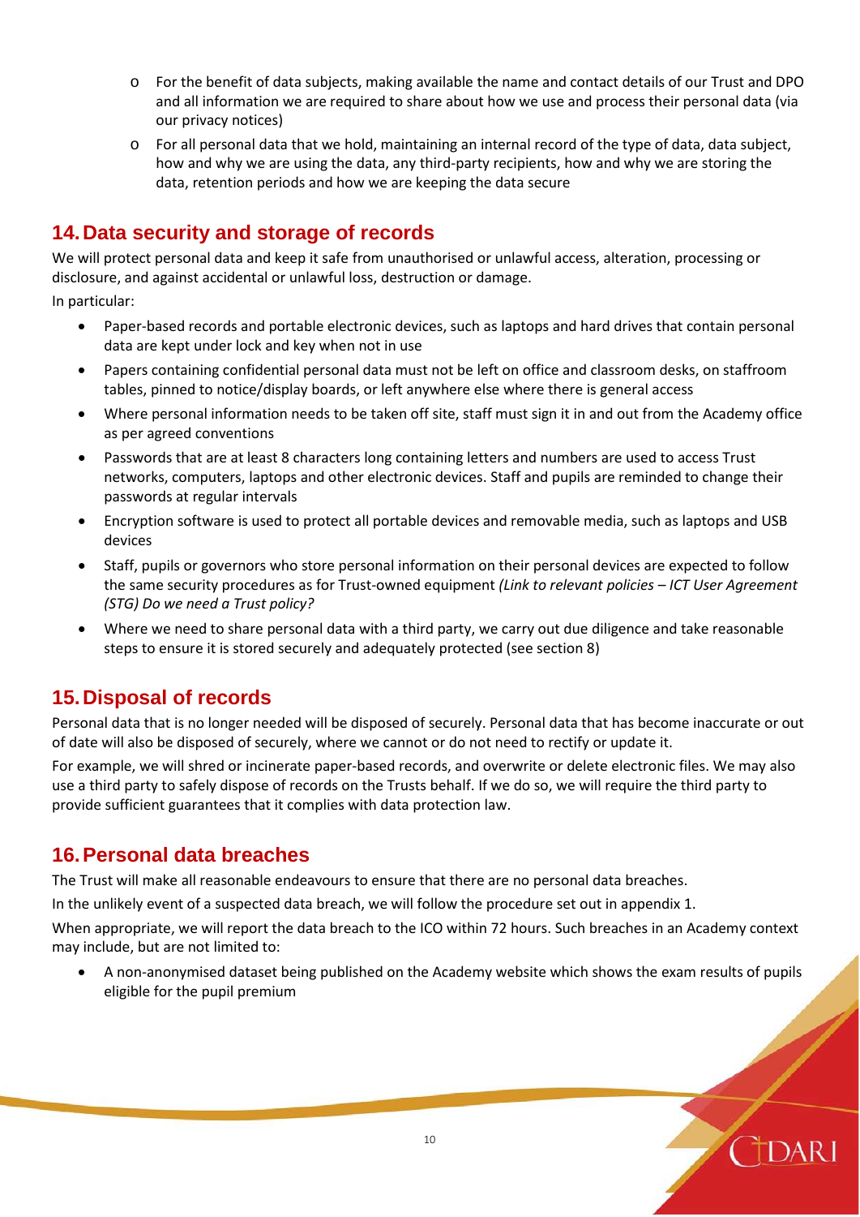- For the benefit of data subjects, making available the name and contact details of our Trust and DPO and all information we are required to share about how we use and process their personal data (via our privacy notices)
- For all personal data that we hold, maintaining an internal record of the type of data, data subject, how and why we are using the data, any third-party recipients, how and why we are storing the data, retention periods and how we are keeping the data secure

## 14. Data security and storage of records

We will protect personal data and keep it safe from unauthorised or unlawful access, alteration, processing or disclosure, and against accidental or unlawful loss, destruction or damage.

In particular:

- Paper-based records and portable electronic devices, such as laptops and hard drives that contain personal data are kept under lock and key when not in use
- Papers containing confidential personal data must not be left on office and classroom desks, on staffroom tables, pinned to notice/display boards, or left anywhere else where there is general access
- Where personal information needs to be taken off site, staff must sign it in and out from the Academy office as per agreed conventions
- Passwords that are at least 8 characters long containing letters and numbers are used to access Trust networks, computers, laptops and other electronic devices. Staff and pupils are reminded to change their passwords at regular intervals
- Encryption software is used to protect all portable devices and removable media, such as laptops and USB devices
- Staff, pupils or governors who store personal information on their personal devices are expected to follow the same security procedures as for Trust-owned equipment *(Link to relevant policies – ICT User Agreement (STG) Do we need a Trust policy?*
- Where we need to share personal data with a third party, we carry out due diligence and take reasonable steps to ensure it is stored securely and adequately protected (see section 8)

## 15. Disposal of records

Personal data that is no longer needed will be disposed of securely. Personal data that has become inaccurate or out of date will also be disposed of securely, where we cannot or do not need to rectify or update it.

For example, we will shred or incinerate paper-based records, and overwrite or delete electronic files. We may also use a third party to safely dispose of records on the Trusts behalf. If we do so, we will require the third party to provide sufficient guarantees that it complies with data protection law.

## 16. Personal data breaches

The Trust will make all reasonable endeavours to ensure that there are no personal data breaches.

In the unlikely event of a suspected data breach, we will follow the procedure set out in appendix 1.

When appropriate, we will report the data breach to the ICO within 72 hours. Such breaches in an Academy context may include, but are not limited to:

- A non-anonymised dataset being published on the Academy website which shows the exam results of pupils eligible for the pupil premium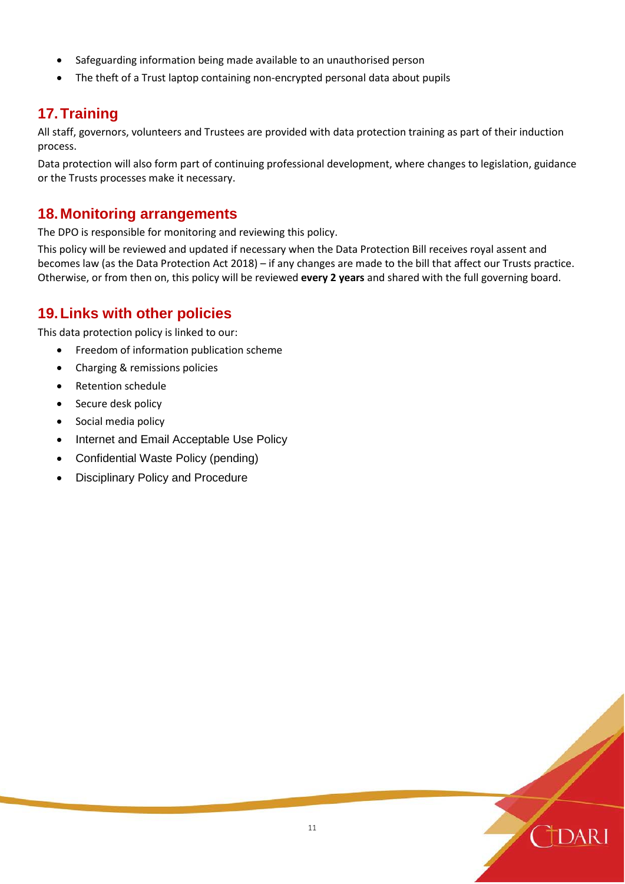- Safeguarding information being made available to an unauthorised person
- The theft of a Trust laptop containing non-encrypted personal data about pupils

## 17. Training

All staff, governors, volunteers and Trustees are provided with data protection training as part of their induction process.

Data protection will also form part of continuing professional development, where changes to legislation, guidance or the Trusts processes make it necessary.

## 18. Monitoring arrangements

The DPO is responsible for monitoring and reviewing this policy.

This policy will be reviewed and updated if necessary when the Data Protection Bill receives royal assent and becomes law (as the Data Protection Act 2018) – if any changes are made to the bill that affect our Trusts practice. Otherwise, or from then on, this policy will be reviewed **every 2 years** and shared with the full governing board.

## 19. Links with other policies

This data protection policy is linked to our:

- Freedom of information publication scheme
- Charging & remissions policies
- Retention schedule
- Secure desk policy
- Social media policy
- Internet and Email Acceptable Use Policy
- Confidential Waste Policy (pending)
- Disciplinary Policy and Procedure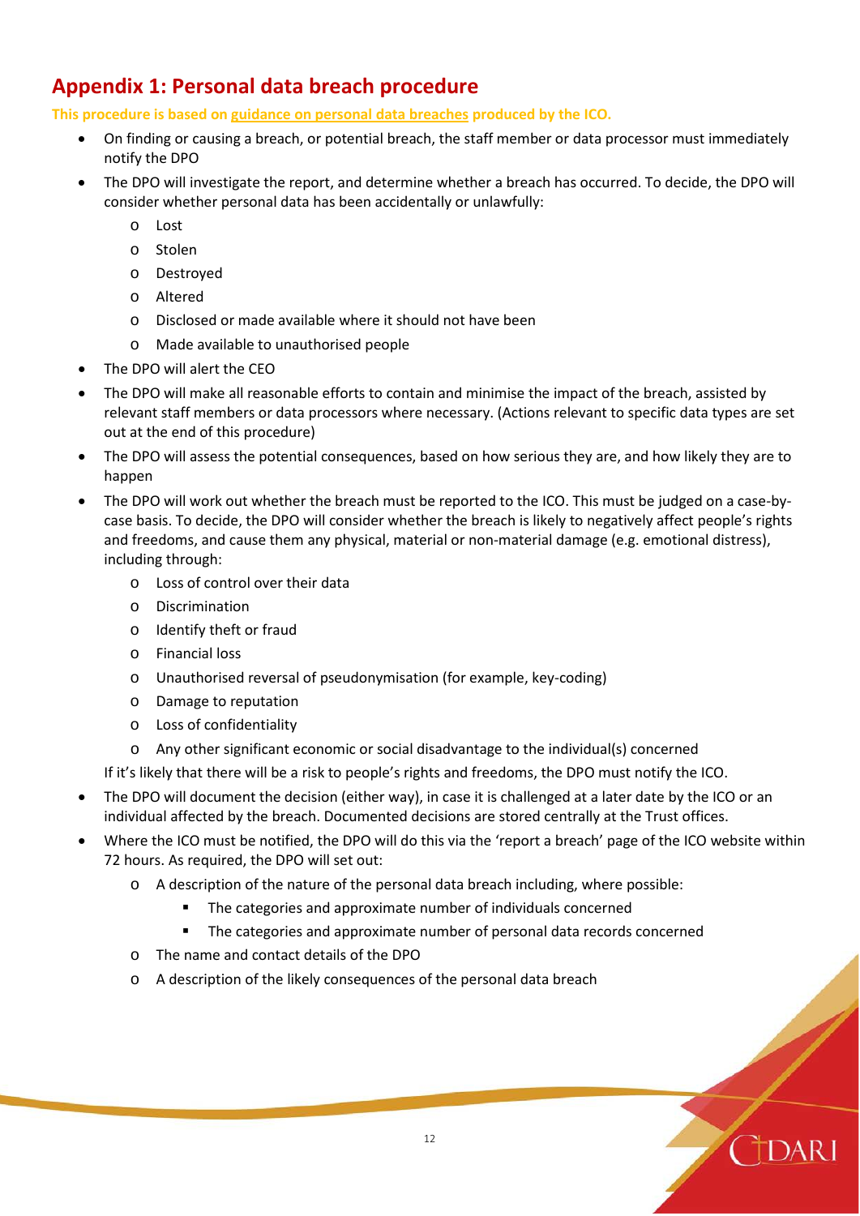## Appendix 1: Personal data breach procedure

**This procedure is based on guidance on personal data breaches produced by the ICO.**

- On finding or causing a breach, or potential breach, the staff member or data processor must immediately notify the DPO
- The DPO will investigate the report, and determine whether a breach has occurred. To decide, the DPO will consider whether personal data has been accidentally or unlawfully:
  - Lost
  - Stolen
  - Destroyed
  - Altered
  - Disclosed or made available where it should not have been
  - Made available to unauthorised people
- The DPO will alert the CEO
- The DPO will make all reasonable efforts to contain and minimise the impact of the breach, assisted by relevant staff members or data processors where necessary. (Actions relevant to specific data types are set out at the end of this procedure)
- The DPO will assess the potential consequences, based on how serious they are, and how likely they are to happen
- The DPO will work out whether the breach must be reported to the ICO. This must be judged on a case-by-case basis. To decide, the DPO will consider whether the breach is likely to negatively affect people's rights and freedoms, and cause them any physical, material or non-material damage (e.g. emotional distress), including through:
  - Loss of control over their data
  - Discrimination
  - Identify theft or fraud
  - Financial loss
  - Unauthorised reversal of pseudonymisation (for example, key-coding)
  - Damage to reputation
  - Loss of confidentiality
  - Any other significant economic or social disadvantage to the individual(s) concerned

  If it's likely that there will be a risk to people's rights and freedoms, the DPO must notify the ICO.
- The DPO will document the decision (either way), in case it is challenged at a later date by the ICO or an individual affected by the breach. Documented decisions are stored centrally at the Trust offices.
- Where the ICO must be notified, the DPO will do this via the 'report a breach' page of the ICO website within 72 hours. As required, the DPO will set out:
  - A description of the nature of the personal data breach including, where possible:
    - The categories and approximate number of individuals concerned
    - The categories and approximate number of personal data records concerned
  - The name and contact details of the DPO
  - A description of the likely consequences of the personal data breach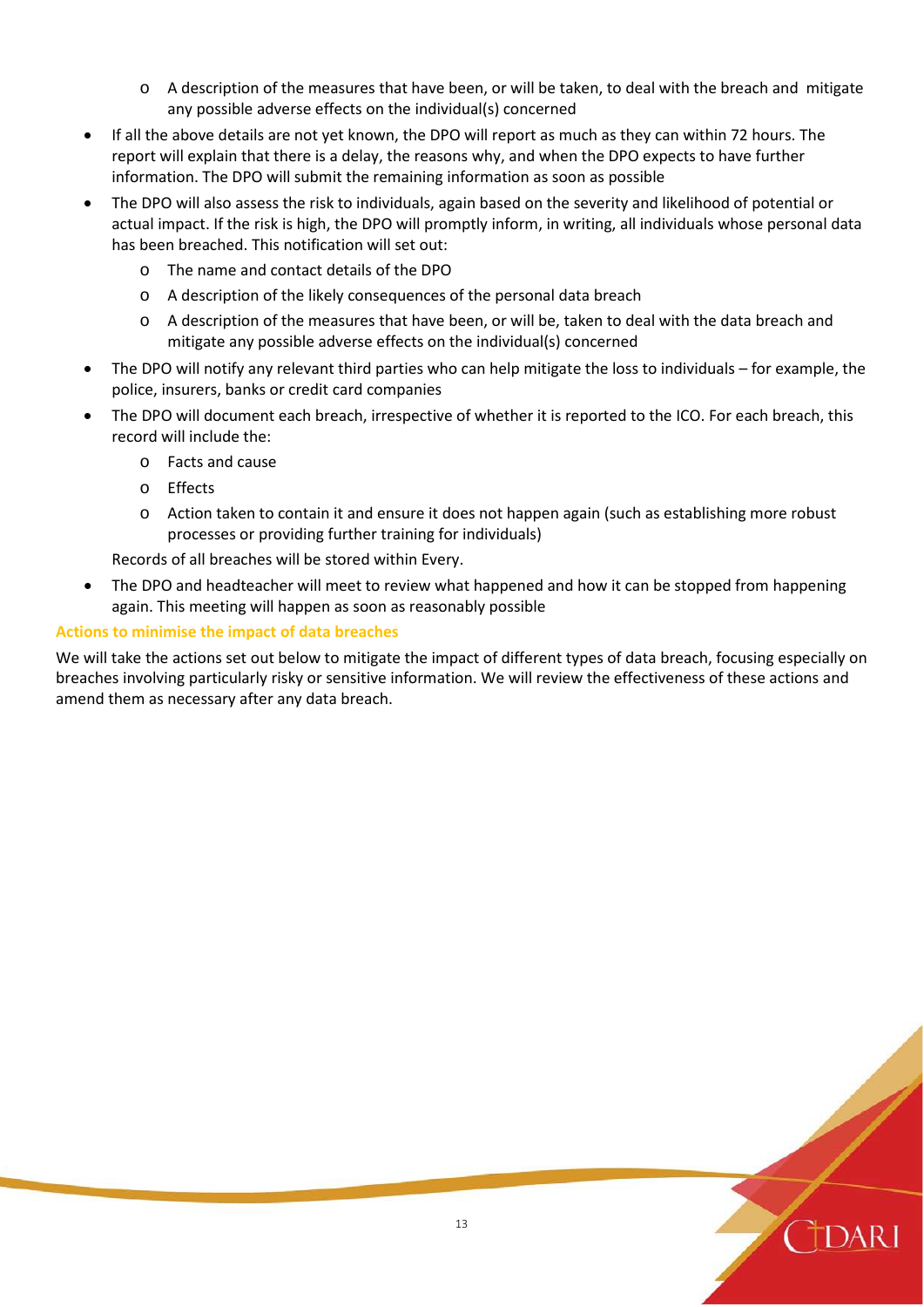- A description of the measures that have been, or will be taken, to deal with the breach and mitigate any possible adverse effects on the individual(s) concerned
- If all the above details are not yet known, the DPO will report as much as they can within 72 hours. The report will explain that there is a delay, the reasons why, and when the DPO expects to have further information. The DPO will submit the remaining information as soon as possible
- The DPO will also assess the risk to individuals, again based on the severity and likelihood of potential or actual impact. If the risk is high, the DPO will promptly inform, in writing, all individuals whose personal data has been breached. This notification will set out:
    - The name and contact details of the DPO
    - A description of the likely consequences of the personal data breach
    - A description of the measures that have been, or will be, taken to deal with the data breach and mitigate any possible adverse effects on the individual(s) concerned
- The DPO will notify any relevant third parties who can help mitigate the loss to individuals – for example, the police, insurers, banks or credit card companies
- The DPO will document each breach, irrespective of whether it is reported to the ICO. For each breach, this record will include the:
    - Facts and cause
    - Effects
    - Action taken to contain it and ensure it does not happen again (such as establishing more robust processes or providing further training for individuals)

  Records of all breaches will be stored within Every.
- The DPO and headteacher will meet to review what happened and how it can be stopped from happening again. This meeting will happen as soon as reasonably possible

### Actions to minimise the impact of data breaches

We will take the actions set out below to mitigate the impact of different types of data breach, focusing especially on breaches involving particularly risky or sensitive information. We will review the effectiveness of these actions and amend them as necessary after any data breach.